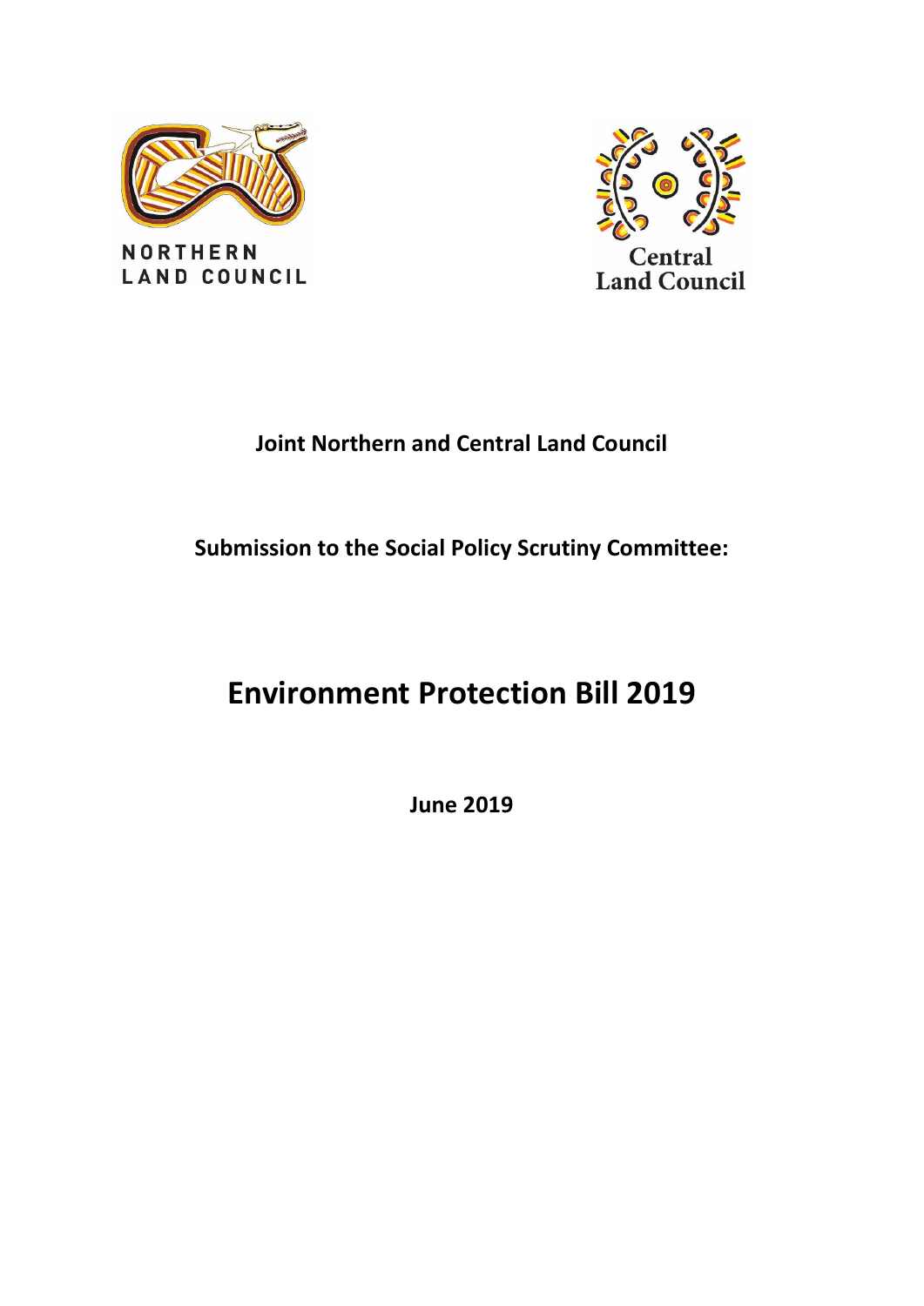NORTHERN LAND COUNCIL

Central Land Council

**Joint Northern and Central Land Council**

**Submission to the Social Policy Scrutiny Committee:**

# Environment Protection Bill 2019

**June 2019**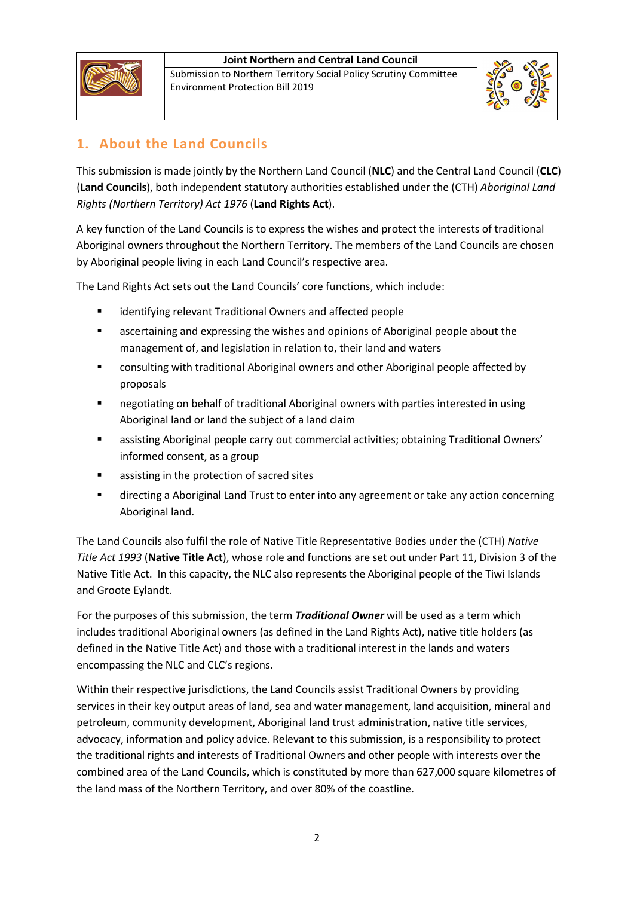## 1. About the Land Councils

This submission is made jointly by the Northern Land Council (**NLC**) and the Central Land Council (**CLC**) (**Land Councils**), both independent statutory authorities established under the (CTH) *Aboriginal Land Rights (Northern Territory) Act 1976* (**Land Rights Act**).

A key function of the Land Councils is to express the wishes and protect the interests of traditional Aboriginal owners throughout the Northern Territory. The members of the Land Councils are chosen by Aboriginal people living in each Land Council's respective area.

The Land Rights Act sets out the Land Councils' core functions, which include:

- identifying relevant Traditional Owners and affected people
- ascertaining and expressing the wishes and opinions of Aboriginal people about the management of, and legislation in relation to, their land and waters
- consulting with traditional Aboriginal owners and other Aboriginal people affected by proposals
- negotiating on behalf of traditional Aboriginal owners with parties interested in using Aboriginal land or land the subject of a land claim
- assisting Aboriginal people carry out commercial activities; obtaining Traditional Owners' informed consent, as a group
- assisting in the protection of sacred sites
- directing a Aboriginal Land Trust to enter into any agreement or take any action concerning Aboriginal land.

The Land Councils also fulfil the role of Native Title Representative Bodies under the (CTH) *Native Title Act 1993* (**Native Title Act**), whose role and functions are set out under Part 11, Division 3 of the Native Title Act. In this capacity, the NLC also represents the Aboriginal people of the Tiwi Islands and Groote Eylandt.

For the purposes of this submission, the term ***Traditional Owner*** will be used as a term which includes traditional Aboriginal owners (as defined in the Land Rights Act), native title holders (as defined in the Native Title Act) and those with a traditional interest in the lands and waters encompassing the NLC and CLC's regions.

Within their respective jurisdictions, the Land Councils assist Traditional Owners by providing services in their key output areas of land, sea and water management, land acquisition, mineral and petroleum, community development, Aboriginal land trust administration, native title services, advocacy, information and policy advice. Relevant to this submission, is a responsibility to protect the traditional rights and interests of Traditional Owners and other people with interests over the combined area of the Land Councils, which is constituted by more than 627,000 square kilometres of the land mass of the Northern Territory, and over 80% of the coastline.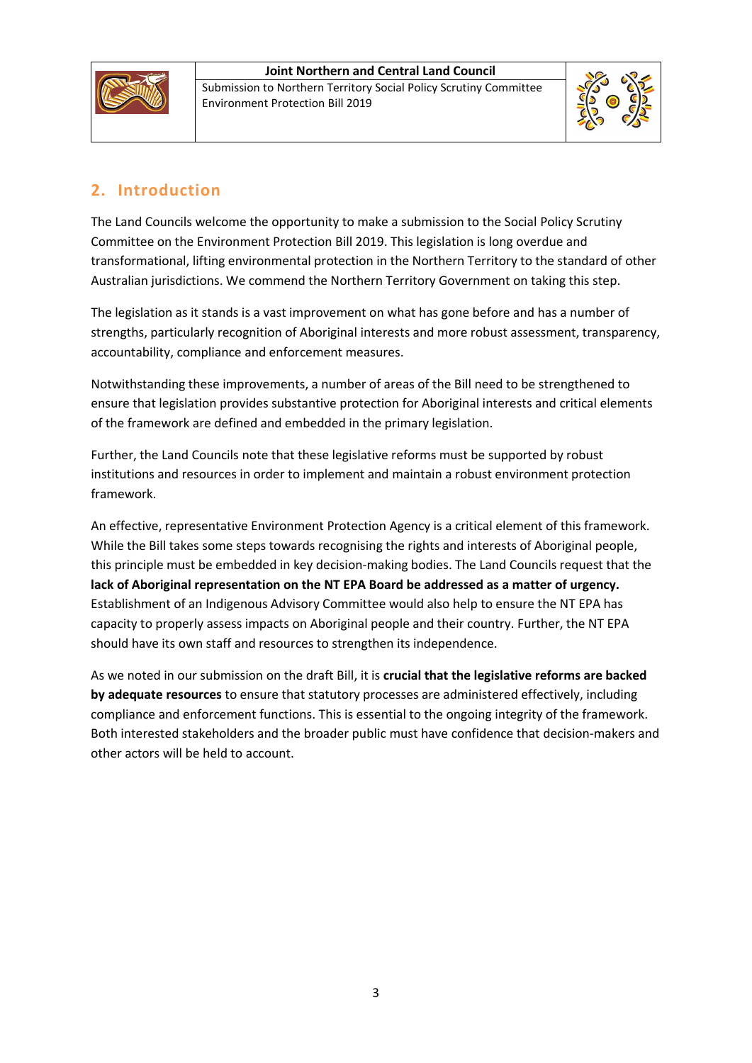## 2. Introduction

The Land Councils welcome the opportunity to make a submission to the Social Policy Scrutiny Committee on the Environment Protection Bill 2019. This legislation is long overdue and transformational, lifting environmental protection in the Northern Territory to the standard of other Australian jurisdictions. We commend the Northern Territory Government on taking this step.

The legislation as it stands is a vast improvement on what has gone before and has a number of strengths, particularly recognition of Aboriginal interests and more robust assessment, transparency, accountability, compliance and enforcement measures.

Notwithstanding these improvements, a number of areas of the Bill need to be strengthened to ensure that legislation provides substantive protection for Aboriginal interests and critical elements of the framework are defined and embedded in the primary legislation.

Further, the Land Councils note that these legislative reforms must be supported by robust institutions and resources in order to implement and maintain a robust environment protection framework.

An effective, representative Environment Protection Agency is a critical element of this framework. While the Bill takes some steps towards recognising the rights and interests of Aboriginal people, this principle must be embedded in key decision-making bodies. The Land Councils request that the **lack of Aboriginal representation on the NT EPA Board be addressed as a matter of urgency.** Establishment of an Indigenous Advisory Committee would also help to ensure the NT EPA has capacity to properly assess impacts on Aboriginal people and their country. Further, the NT EPA should have its own staff and resources to strengthen its independence.

As we noted in our submission on the draft Bill, it is **crucial that the legislative reforms are backed by adequate resources** to ensure that statutory processes are administered effectively, including compliance and enforcement functions. This is essential to the ongoing integrity of the framework. Both interested stakeholders and the broader public must have confidence that decision-makers and other actors will be held to account.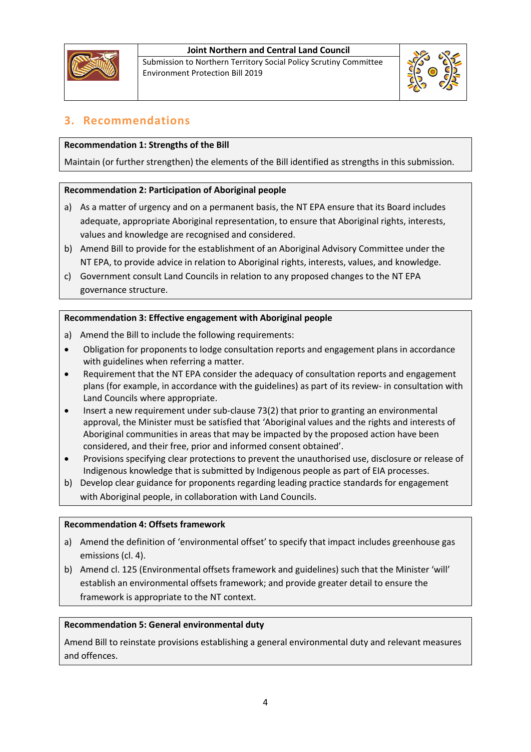## 3. Recommendations

**Recommendation 1: Strengths of the Bill**

Maintain (or further strengthen) the elements of the Bill identified as strengths in this submission.

**Recommendation 2: Participation of Aboriginal people**

a) As a matter of urgency and on a permanent basis, the NT EPA ensure that its Board includes adequate, appropriate Aboriginal representation, to ensure that Aboriginal rights, interests, values and knowledge are recognised and considered.

b) Amend Bill to provide for the establishment of an Aboriginal Advisory Committee under the NT EPA, to provide advice in relation to Aboriginal rights, interests, values, and knowledge.

c) Government consult Land Councils in relation to any proposed changes to the NT EPA governance structure.

**Recommendation 3: Effective engagement with Aboriginal people**

a) Amend the Bill to include the following requirements:

- Obligation for proponents to lodge consultation reports and engagement plans in accordance with guidelines when referring a matter.
- Requirement that the NT EPA consider the adequacy of consultation reports and engagement plans (for example, in accordance with the guidelines) as part of its review- in consultation with Land Councils where appropriate.
- Insert a new requirement under sub-clause 73(2) that prior to granting an environmental approval, the Minister must be satisfied that 'Aboriginal values and the rights and interests of Aboriginal communities in areas that may be impacted by the proposed action have been considered, and their free, prior and informed consent obtained'.
- Provisions specifying clear protections to prevent the unauthorised use, disclosure or release of Indigenous knowledge that is submitted by Indigenous people as part of EIA processes.

b) Develop clear guidance for proponents regarding leading practice standards for engagement with Aboriginal people, in collaboration with Land Councils.

**Recommendation 4: Offsets framework**

a) Amend the definition of 'environmental offset' to specify that impact includes greenhouse gas emissions (cl. 4).

b) Amend cl. 125 (Environmental offsets framework and guidelines) such that the Minister 'will' establish an environmental offsets framework; and provide greater detail to ensure the framework is appropriate to the NT context.

**Recommendation 5: General environmental duty**

Amend Bill to reinstate provisions establishing a general environmental duty and relevant measures and offences.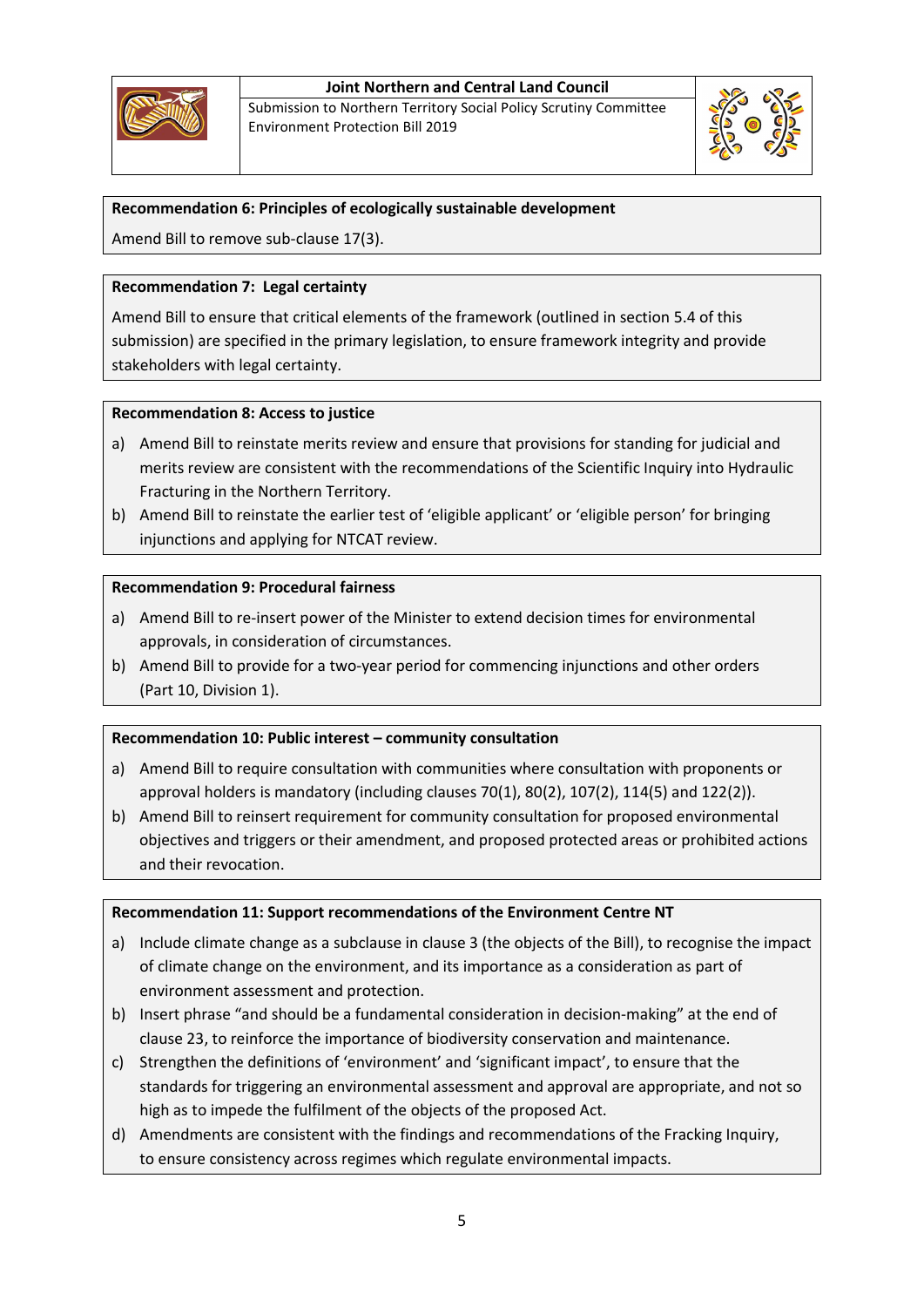**Recommendation 6: Principles of ecologically sustainable development**

Amend Bill to remove sub-clause 17(3).

**Recommendation 7: Legal certainty**

Amend Bill to ensure that critical elements of the framework (outlined in section 5.4 of this submission) are specified in the primary legislation, to ensure framework integrity and provide stakeholders with legal certainty.

**Recommendation 8: Access to justice**

a) Amend Bill to reinstate merits review and ensure that provisions for standing for judicial and merits review are consistent with the recommendations of the Scientific Inquiry into Hydraulic Fracturing in the Northern Territory.
b) Amend Bill to reinstate the earlier test of 'eligible applicant' or 'eligible person' for bringing injunctions and applying for NTCAT review.

**Recommendation 9: Procedural fairness**

a) Amend Bill to re-insert power of the Minister to extend decision times for environmental approvals, in consideration of circumstances.
b) Amend Bill to provide for a two-year period for commencing injunctions and other orders (Part 10, Division 1).

**Recommendation 10: Public interest – community consultation**

a) Amend Bill to require consultation with communities where consultation with proponents or approval holders is mandatory (including clauses 70(1), 80(2), 107(2), 114(5) and 122(2)).
b) Amend Bill to reinsert requirement for community consultation for proposed environmental objectives and triggers or their amendment, and proposed protected areas or prohibited actions and their revocation.

**Recommendation 11: Support recommendations of the Environment Centre NT**

a) Include climate change as a subclause in clause 3 (the objects of the Bill), to recognise the impact of climate change on the environment, and its importance as a consideration as part of environment assessment and protection.
b) Insert phrase "and should be a fundamental consideration in decision-making" at the end of clause 23, to reinforce the importance of biodiversity conservation and maintenance.
c) Strengthen the definitions of 'environment' and 'significant impact', to ensure that the standards for triggering an environmental assessment and approval are appropriate, and not so high as to impede the fulfilment of the objects of the proposed Act.
d) Amendments are consistent with the findings and recommendations of the Fracking Inquiry, to ensure consistency across regimes which regulate environmental impacts.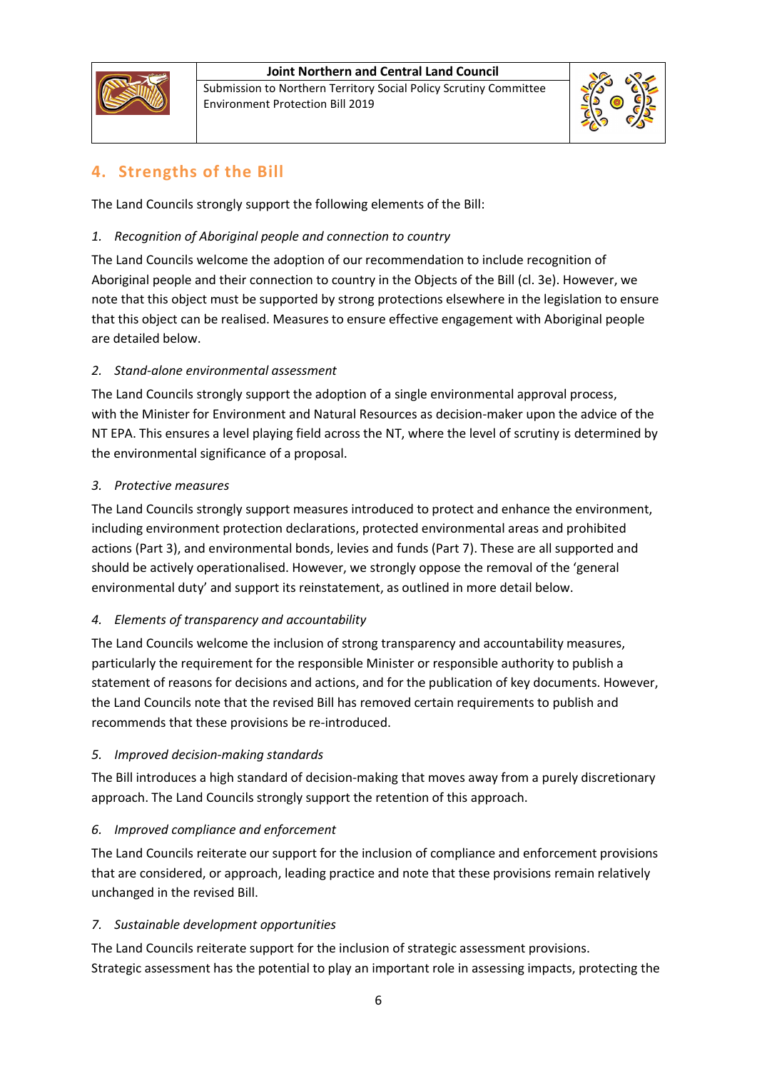## 4. Strengths of the Bill

The Land Councils strongly support the following elements of the Bill:

*1. Recognition of Aboriginal people and connection to country*

The Land Councils welcome the adoption of our recommendation to include recognition of Aboriginal people and their connection to country in the Objects of the Bill (cl. 3e). However, we note that this object must be supported by strong protections elsewhere in the legislation to ensure that this object can be realised. Measures to ensure effective engagement with Aboriginal people are detailed below.

*2. Stand-alone environmental assessment*

The Land Councils strongly support the adoption of a single environmental approval process, with the Minister for Environment and Natural Resources as decision-maker upon the advice of the NT EPA. This ensures a level playing field across the NT, where the level of scrutiny is determined by the environmental significance of a proposal.

*3. Protective measures*

The Land Councils strongly support measures introduced to protect and enhance the environment, including environment protection declarations, protected environmental areas and prohibited actions (Part 3), and environmental bonds, levies and funds (Part 7). These are all supported and should be actively operationalised. However, we strongly oppose the removal of the 'general environmental duty' and support its reinstatement, as outlined in more detail below.

*4. Elements of transparency and accountability*

The Land Councils welcome the inclusion of strong transparency and accountability measures, particularly the requirement for the responsible Minister or responsible authority to publish a statement of reasons for decisions and actions, and for the publication of key documents. However, the Land Councils note that the revised Bill has removed certain requirements to publish and recommends that these provisions be re-introduced.

*5. Improved decision-making standards*

The Bill introduces a high standard of decision-making that moves away from a purely discretionary approach. The Land Councils strongly support the retention of this approach.

*6. Improved compliance and enforcement*

The Land Councils reiterate our support for the inclusion of compliance and enforcement provisions that are considered, or approach, leading practice and note that these provisions remain relatively unchanged in the revised Bill.

*7. Sustainable development opportunities*

The Land Councils reiterate support for the inclusion of strategic assessment provisions. Strategic assessment has the potential to play an important role in assessing impacts, protecting the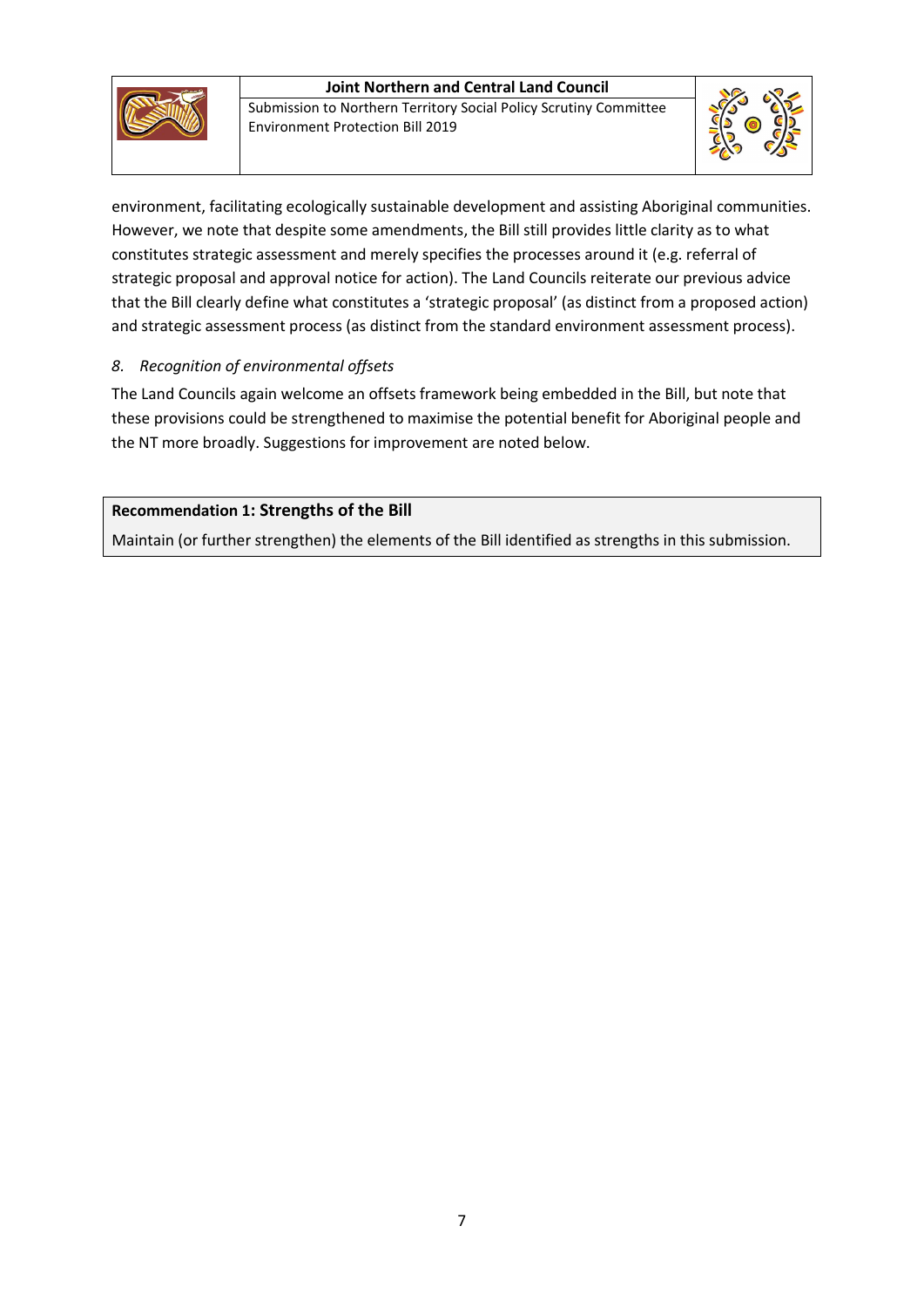environment, facilitating ecologically sustainable development and assisting Aboriginal communities. However, we note that despite some amendments, the Bill still provides little clarity as to what constitutes strategic assessment and merely specifies the processes around it (e.g. referral of strategic proposal and approval notice for action). The Land Councils reiterate our previous advice that the Bill clearly define what constitutes a 'strategic proposal' (as distinct from a proposed action) and strategic assessment process (as distinct from the standard environment assessment process).

*8. Recognition of environmental offsets*

The Land Councils again welcome an offsets framework being embedded in the Bill, but note that these provisions could be strengthened to maximise the potential benefit for Aboriginal people and the NT more broadly. Suggestions for improvement are noted below.

**Recommendation 1: Strengths of the Bill**

Maintain (or further strengthen) the elements of the Bill identified as strengths in this submission.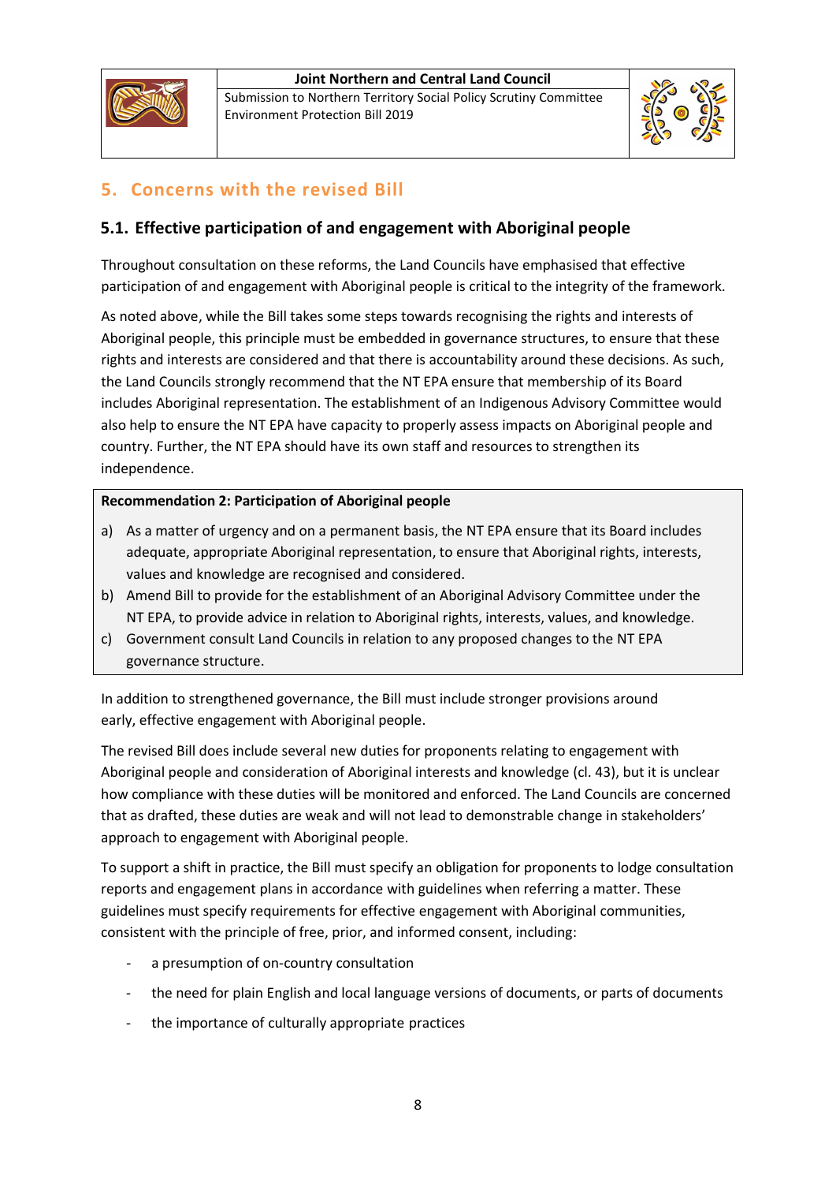## 5. Concerns with the revised Bill

### 5.1. Effective participation of and engagement with Aboriginal people

Throughout consultation on these reforms, the Land Councils have emphasised that effective participation of and engagement with Aboriginal people is critical to the integrity of the framework.

As noted above, while the Bill takes some steps towards recognising the rights and interests of Aboriginal people, this principle must be embedded in governance structures, to ensure that these rights and interests are considered and that there is accountability around these decisions. As such, the Land Councils strongly recommend that the NT EPA ensure that membership of its Board includes Aboriginal representation. The establishment of an Indigenous Advisory Committee would also help to ensure the NT EPA have capacity to properly assess impacts on Aboriginal people and country. Further, the NT EPA should have its own staff and resources to strengthen its independence.

**Recommendation 2: Participation of Aboriginal people**

a) As a matter of urgency and on a permanent basis, the NT EPA ensure that its Board includes adequate, appropriate Aboriginal representation, to ensure that Aboriginal rights, interests, values and knowledge are recognised and considered.

b) Amend Bill to provide for the establishment of an Aboriginal Advisory Committee under the NT EPA, to provide advice in relation to Aboriginal rights, interests, values, and knowledge.

c) Government consult Land Councils in relation to any proposed changes to the NT EPA governance structure.

In addition to strengthened governance, the Bill must include stronger provisions around early, effective engagement with Aboriginal people.

The revised Bill does include several new duties for proponents relating to engagement with Aboriginal people and consideration of Aboriginal interests and knowledge (cl. 43), but it is unclear how compliance with these duties will be monitored and enforced. The Land Councils are concerned that as drafted, these duties are weak and will not lead to demonstrable change in stakeholders' approach to engagement with Aboriginal people.

To support a shift in practice, the Bill must specify an obligation for proponents to lodge consultation reports and engagement plans in accordance with guidelines when referring a matter. These guidelines must specify requirements for effective engagement with Aboriginal communities, consistent with the principle of free, prior, and informed consent, including:

- a presumption of on-country consultation
- the need for plain English and local language versions of documents, or parts of documents
- the importance of culturally appropriate practices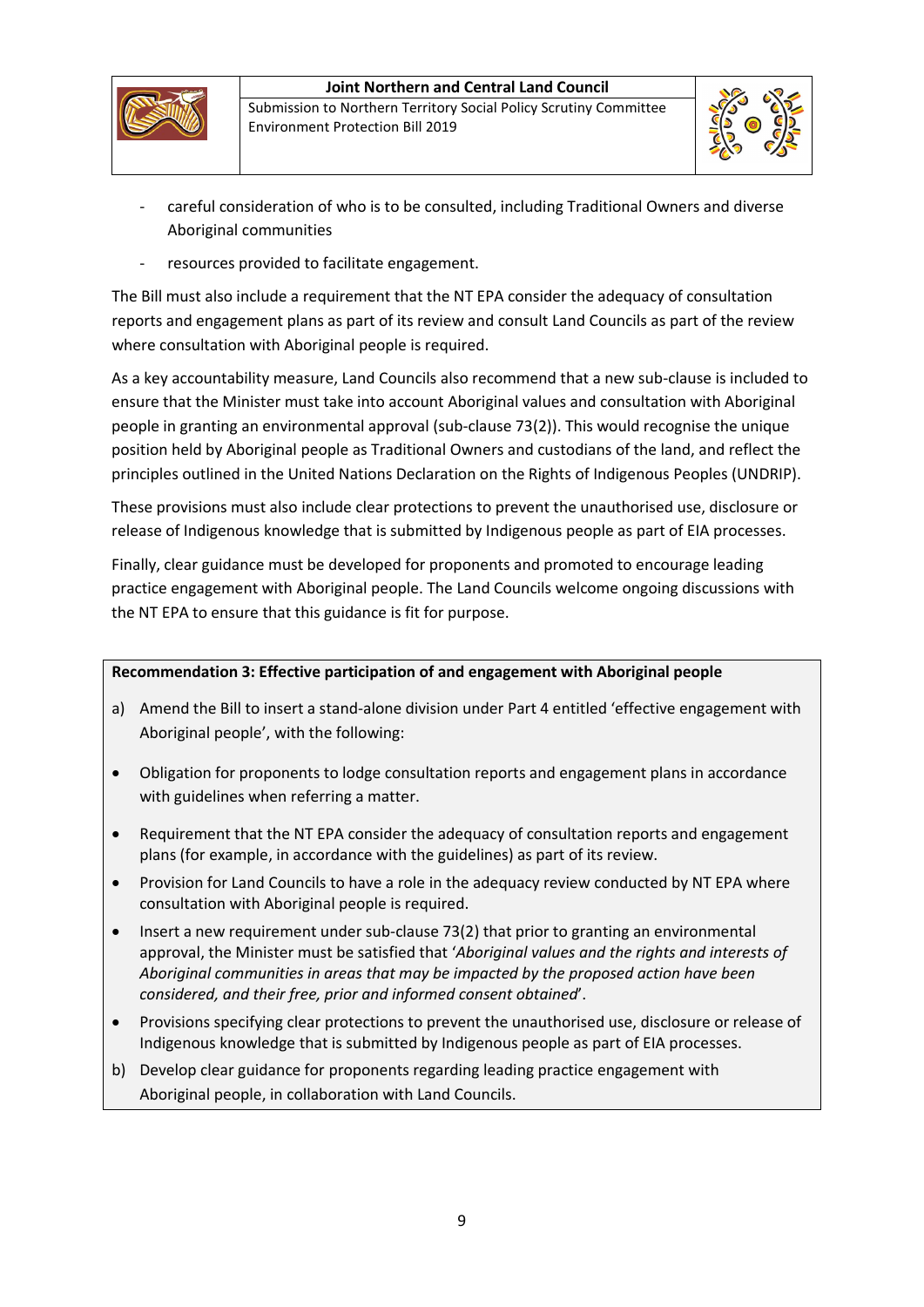- careful consideration of who is to be consulted, including Traditional Owners and diverse Aboriginal communities
- resources provided to facilitate engagement.

The Bill must also include a requirement that the NT EPA consider the adequacy of consultation reports and engagement plans as part of its review and consult Land Councils as part of the review where consultation with Aboriginal people is required.

As a key accountability measure, Land Councils also recommend that a new sub-clause is included to ensure that the Minister must take into account Aboriginal values and consultation with Aboriginal people in granting an environmental approval (sub-clause 73(2)). This would recognise the unique position held by Aboriginal people as Traditional Owners and custodians of the land, and reflect the principles outlined in the United Nations Declaration on the Rights of Indigenous Peoples (UNDRIP).

These provisions must also include clear protections to prevent the unauthorised use, disclosure or release of Indigenous knowledge that is submitted by Indigenous people as part of EIA processes.

Finally, clear guidance must be developed for proponents and promoted to encourage leading practice engagement with Aboriginal people. The Land Councils welcome ongoing discussions with the NT EPA to ensure that this guidance is fit for purpose.

**Recommendation 3: Effective participation of and engagement with Aboriginal people**

a) Amend the Bill to insert a stand-alone division under Part 4 entitled 'effective engagement with Aboriginal people', with the following:

- Obligation for proponents to lodge consultation reports and engagement plans in accordance with guidelines when referring a matter.
- Requirement that the NT EPA consider the adequacy of consultation reports and engagement plans (for example, in accordance with the guidelines) as part of its review.
- Provision for Land Councils to have a role in the adequacy review conducted by NT EPA where consultation with Aboriginal people is required.
- Insert a new requirement under sub-clause 73(2) that prior to granting an environmental approval, the Minister must be satisfied that '*Aboriginal values and the rights and interests of Aboriginal communities in areas that may be impacted by the proposed action have been considered, and their free, prior and informed consent obtained*'.
- Provisions specifying clear protections to prevent the unauthorised use, disclosure or release of Indigenous knowledge that is submitted by Indigenous people as part of EIA processes.

b) Develop clear guidance for proponents regarding leading practice engagement with Aboriginal people, in collaboration with Land Councils.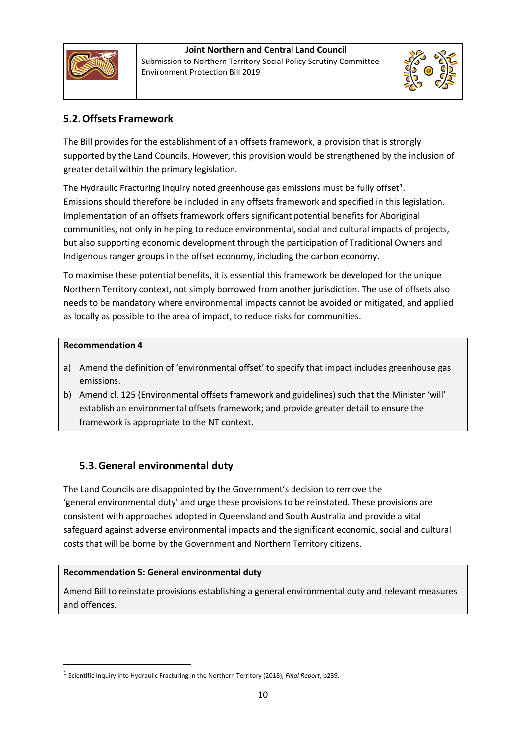## 5.2. Offsets Framework

The Bill provides for the establishment of an offsets framework, a provision that is strongly supported by the Land Councils. However, this provision would be strengthened by the inclusion of greater detail within the primary legislation.

The Hydraulic Fracturing Inquiry noted greenhouse gas emissions must be fully offset[1]. Emissions should therefore be included in any offsets framework and specified in this legislation. Implementation of an offsets framework offers significant potential benefits for Aboriginal communities, not only in helping to reduce environmental, social and cultural impacts of projects, but also supporting economic development through the participation of Traditional Owners and Indigenous ranger groups in the offset economy, including the carbon economy.

To maximise these potential benefits, it is essential this framework be developed for the unique Northern Territory context, not simply borrowed from another jurisdiction. The use of offsets also needs to be mandatory where environmental impacts cannot be avoided or mitigated, and applied as locally as possible to the area of impact, to reduce risks for communities.

**Recommendation 4**

a) Amend the definition of 'environmental offset' to specify that impact includes greenhouse gas emissions.
b) Amend cl. 125 (Environmental offsets framework and guidelines) such that the Minister 'will' establish an environmental offsets framework; and provide greater detail to ensure the framework is appropriate to the NT context.

## 5.3. General environmental duty

The Land Councils are disappointed by the Government's decision to remove the 'general environmental duty' and urge these provisions to be reinstated. These provisions are consistent with approaches adopted in Queensland and South Australia and provide a vital safeguard against adverse environmental impacts and the significant economic, social and cultural costs that will be borne by the Government and Northern Territory citizens.

**Recommendation 5: General environmental duty**

Amend Bill to reinstate provisions establishing a general environmental duty and relevant measures and offences.

---

[1] Scientific Inquiry into Hydraulic Fracturing in the Northern Territory (2018), *Final Report*, p239.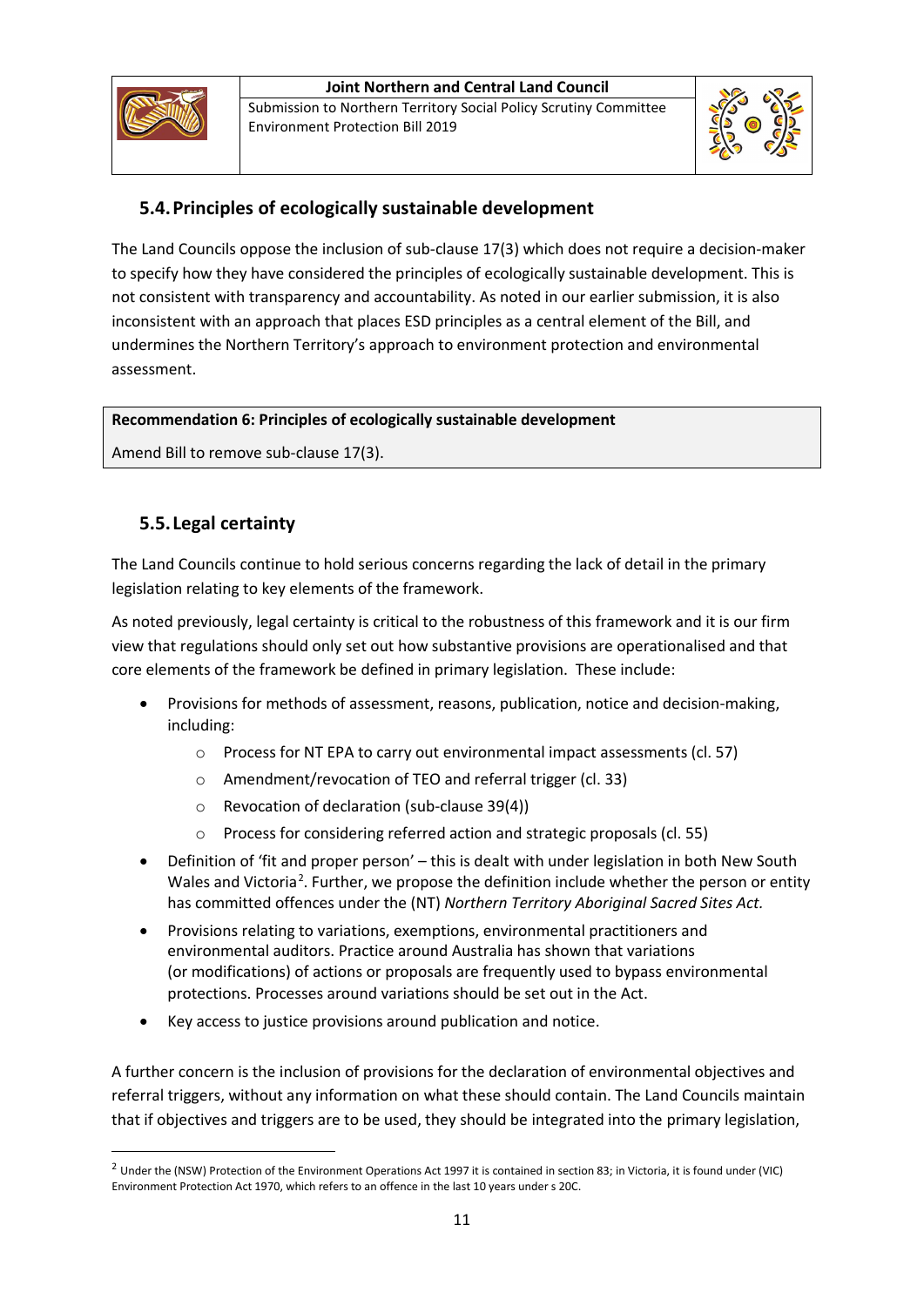## 5.4. Principles of ecologically sustainable development

The Land Councils oppose the inclusion of sub-clause 17(3) which does not require a decision-maker to specify how they have considered the principles of ecologically sustainable development. This is not consistent with transparency and accountability. As noted in our earlier submission, it is also inconsistent with an approach that places ESD principles as a central element of the Bill, and undermines the Northern Territory's approach to environment protection and environmental assessment.

| **Recommendation 6: Principles of ecologically sustainable development** |
| --- |
| Amend Bill to remove sub-clause 17(3). |

## 5.5. Legal certainty

The Land Councils continue to hold serious concerns regarding the lack of detail in the primary legislation relating to key elements of the framework.

As noted previously, legal certainty is critical to the robustness of this framework and it is our firm view that regulations should only set out how substantive provisions are operationalised and that core elements of the framework be defined in primary legislation. These include:

- Provisions for methods of assessment, reasons, publication, notice and decision-making, including:
    - Process for NT EPA to carry out environmental impact assessments (cl. 57)
    - Amendment/revocation of TEO and referral trigger (cl. 33)
    - Revocation of declaration (sub-clause 39(4))
    - Process for considering referred action and strategic proposals (cl. 55)
- Definition of 'fit and proper person' – this is dealt with under legislation in both New South Wales and Victoria[2]. Further, we propose the definition include whether the person or entity has committed offences under the (NT) *Northern Territory Aboriginal Sacred Sites Act.*
- Provisions relating to variations, exemptions, environmental practitioners and environmental auditors. Practice around Australia has shown that variations (or modifications) of actions or proposals are frequently used to bypass environmental protections. Processes around variations should be set out in the Act.
- Key access to justice provisions around publication and notice.

A further concern is the inclusion of provisions for the declaration of environmental objectives and referral triggers, without any information on what these should contain. The Land Councils maintain that if objectives and triggers are to be used, they should be integrated into the primary legislation,

---

[2] Under the (NSW) Protection of the Environment Operations Act 1997 it is contained in section 83; in Victoria, it is found under (VIC) Environment Protection Act 1970, which refers to an offence in the last 10 years under s 20C.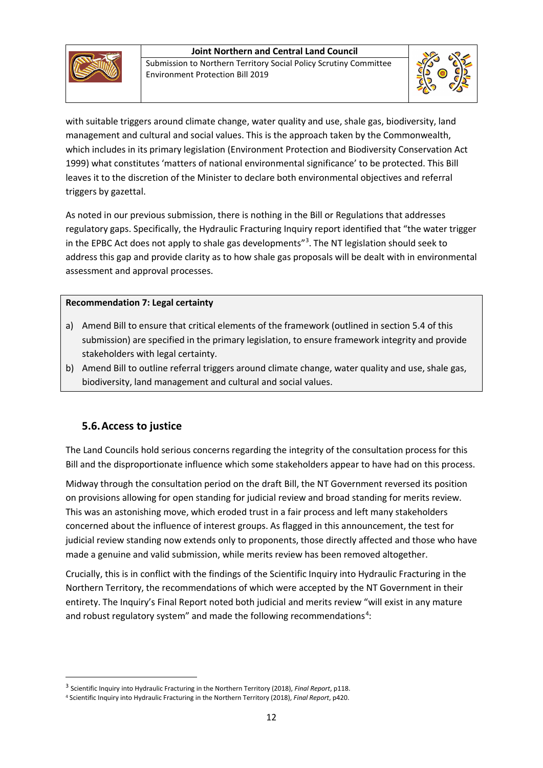with suitable triggers around climate change, water quality and use, shale gas, biodiversity, land management and cultural and social values. This is the approach taken by the Commonwealth, which includes in its primary legislation (Environment Protection and Biodiversity Conservation Act 1999) what constitutes 'matters of national environmental significance' to be protected. This Bill leaves it to the discretion of the Minister to declare both environmental objectives and referral triggers by gazettal.

As noted in our previous submission, there is nothing in the Bill or Regulations that addresses regulatory gaps. Specifically, the Hydraulic Fracturing Inquiry report identified that "the water trigger in the EPBC Act does not apply to shale gas developments"[3]. The NT legislation should seek to address this gap and provide clarity as to how shale gas proposals will be dealt with in environmental assessment and approval processes.

**Recommendation 7: Legal certainty**

a) Amend Bill to ensure that critical elements of the framework (outlined in section 5.4 of this submission) are specified in the primary legislation, to ensure framework integrity and provide stakeholders with legal certainty.
b) Amend Bill to outline referral triggers around climate change, water quality and use, shale gas, biodiversity, land management and cultural and social values.

## 5.6. Access to justice

The Land Councils hold serious concerns regarding the integrity of the consultation process for this Bill and the disproportionate influence which some stakeholders appear to have had on this process.

Midway through the consultation period on the draft Bill, the NT Government reversed its position on provisions allowing for open standing for judicial review and broad standing for merits review. This was an astonishing move, which eroded trust in a fair process and left many stakeholders concerned about the influence of interest groups. As flagged in this announcement, the test for judicial review standing now extends only to proponents, those directly affected and those who have made a genuine and valid submission, while merits review has been removed altogether.

Crucially, this is in conflict with the findings of the Scientific Inquiry into Hydraulic Fracturing in the Northern Territory, the recommendations of which were accepted by the NT Government in their entirety. The Inquiry's Final Report noted both judicial and merits review "will exist in any mature and robust regulatory system" and made the following recommendations[4]:

[3] Scientific Inquiry into Hydraulic Fracturing in the Northern Territory (2018), *Final Report*, p118.

[4] Scientific Inquiry into Hydraulic Fracturing in the Northern Territory (2018), *Final Report*, p420.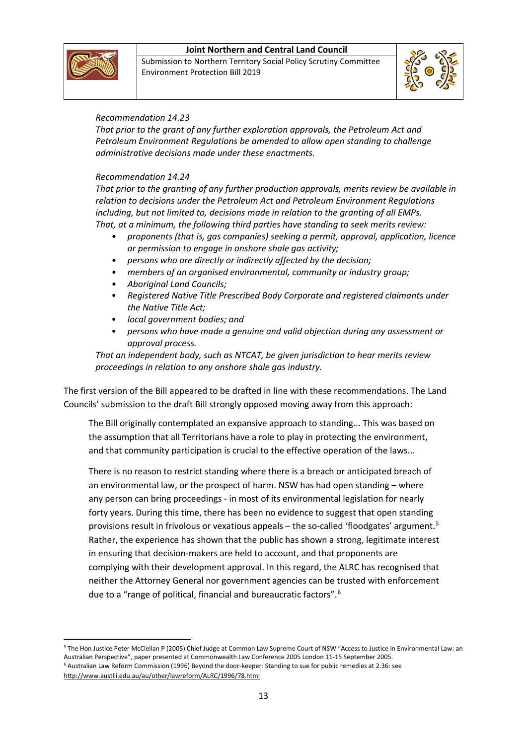*Recommendation 14.23*

*That prior to the grant of any further exploration approvals, the Petroleum Act and Petroleum Environment Regulations be amended to allow open standing to challenge administrative decisions made under these enactments.*

*Recommendation 14.24*

*That prior to the granting of any further production approvals, merits review be available in relation to decisions under the Petroleum Act and Petroleum Environment Regulations including, but not limited to, decisions made in relation to the granting of all EMPs.*
*That, at a minimum, the following third parties have standing to seek merits review:*

- *proponents (that is, gas companies) seeking a permit, approval, application, licence or permission to engage in onshore shale gas activity;*
- *persons who are directly or indirectly affected by the decision;*
- *members of an organised environmental, community or industry group;*
- *Aboriginal Land Councils;*
- *Registered Native Title Prescribed Body Corporate and registered claimants under the Native Title Act;*
- *local government bodies; and*
- *persons who have made a genuine and valid objection during any assessment or approval process.*

*That an independent body, such as NTCAT, be given jurisdiction to hear merits review proceedings in relation to any onshore shale gas industry.*

The first version of the Bill appeared to be drafted in line with these recommendations. The Land Councils' submission to the draft Bill strongly opposed moving away from this approach:

> The Bill originally contemplated an expansive approach to standing... This was based on the assumption that all Territorians have a role to play in protecting the environment, and that community participation is crucial to the effective operation of the laws...
>
> There is no reason to restrict standing where there is a breach or anticipated breach of an environmental law, or the prospect of harm. NSW has had open standing – where any person can bring proceedings - in most of its environmental legislation for nearly forty years. During this time, there has been no evidence to suggest that open standing provisions result in frivolous or vexatious appeals – the so-called 'floodgates' argument.[5] Rather, the experience has shown that the public has shown a strong, legitimate interest in ensuring that decision-makers are held to account, and that proponents are complying with their development approval. In this regard, the ALRC has recognised that neither the Attorney General nor government agencies can be trusted with enforcement due to a "range of political, financial and bureaucratic factors".[6]

---

[5] The Hon Justice Peter McClellan P (2005) Chief Judge at Common Law Supreme Court of NSW "Access to Justice in Environmental Law: an Australian Perspective", paper presented at Commonwealth Law Conference 2005 London 11-15 September 2005.

[6] Australian Law Reform Commission (1996) Beyond the door-keeper*:* Standing to sue for public remedies at 2.36: see http://www.austlii.edu.au/au/other/lawreform/ALRC/1996/78.html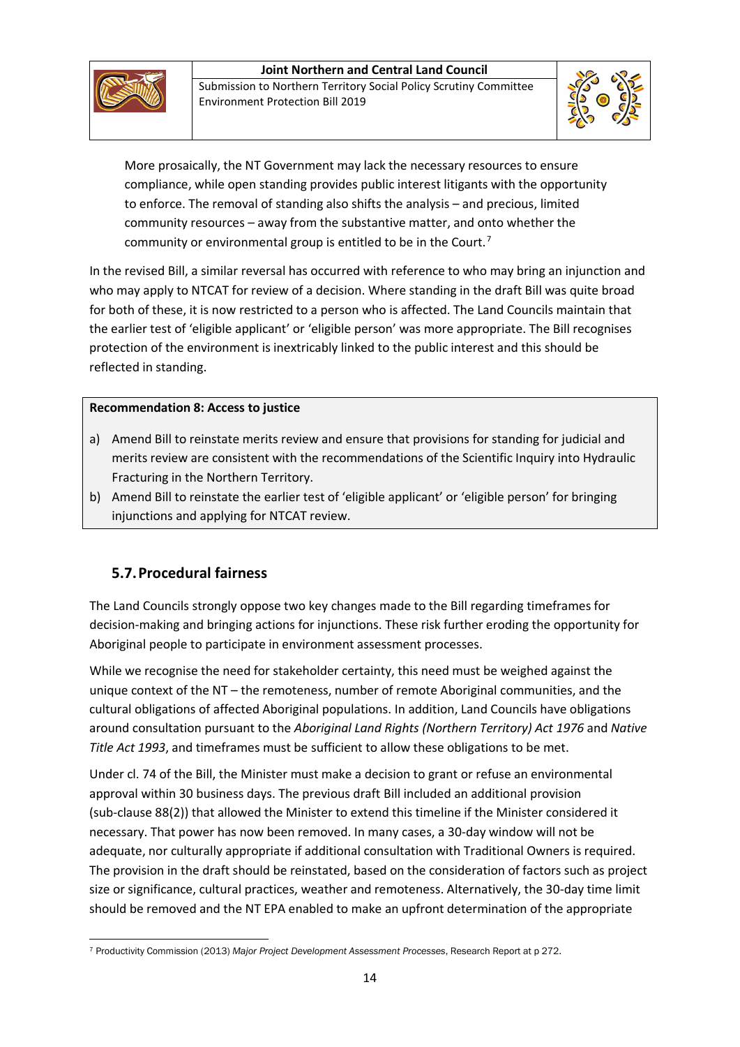> More prosaically, the NT Government may lack the necessary resources to ensure compliance, while open standing provides public interest litigants with the opportunity to enforce. The removal of standing also shifts the analysis – and precious, limited community resources – away from the substantive matter, and onto whether the community or environmental group is entitled to be in the Court.[7]

In the revised Bill, a similar reversal has occurred with reference to who may bring an injunction and who may apply to NTCAT for review of a decision. Where standing in the draft Bill was quite broad for both of these, it is now restricted to a person who is affected. The Land Councils maintain that the earlier test of 'eligible applicant' or 'eligible person' was more appropriate. The Bill recognises protection of the environment is inextricably linked to the public interest and this should be reflected in standing.

**Recommendation 8: Access to justice**

a) Amend Bill to reinstate merits review and ensure that provisions for standing for judicial and merits review are consistent with the recommendations of the Scientific Inquiry into Hydraulic Fracturing in the Northern Territory.

b) Amend Bill to reinstate the earlier test of 'eligible applicant' or 'eligible person' for bringing injunctions and applying for NTCAT review.

## 5.7. Procedural fairness

The Land Councils strongly oppose two key changes made to the Bill regarding timeframes for decision-making and bringing actions for injunctions. These risk further eroding the opportunity for Aboriginal people to participate in environment assessment processes.

While we recognise the need for stakeholder certainty, this need must be weighed against the unique context of the NT – the remoteness, number of remote Aboriginal communities, and the cultural obligations of affected Aboriginal populations. In addition, Land Councils have obligations around consultation pursuant to the *Aboriginal Land Rights (Northern Territory) Act 1976* and *Native Title Act 1993*, and timeframes must be sufficient to allow these obligations to be met.

Under cl. 74 of the Bill, the Minister must make a decision to grant or refuse an environmental approval within 30 business days. The previous draft Bill included an additional provision (sub-clause 88(2)) that allowed the Minister to extend this timeline if the Minister considered it necessary. That power has now been removed. In many cases, a 30-day window will not be adequate, nor culturally appropriate if additional consultation with Traditional Owners is required. The provision in the draft should be reinstated, based on the consideration of factors such as project size or significance, cultural practices, weather and remoteness. Alternatively, the 30-day time limit should be removed and the NT EPA enabled to make an upfront determination of the appropriate

---

[7] Productivity Commission (2013) *Major Project Development Assessment Processes*, Research Report at p 272.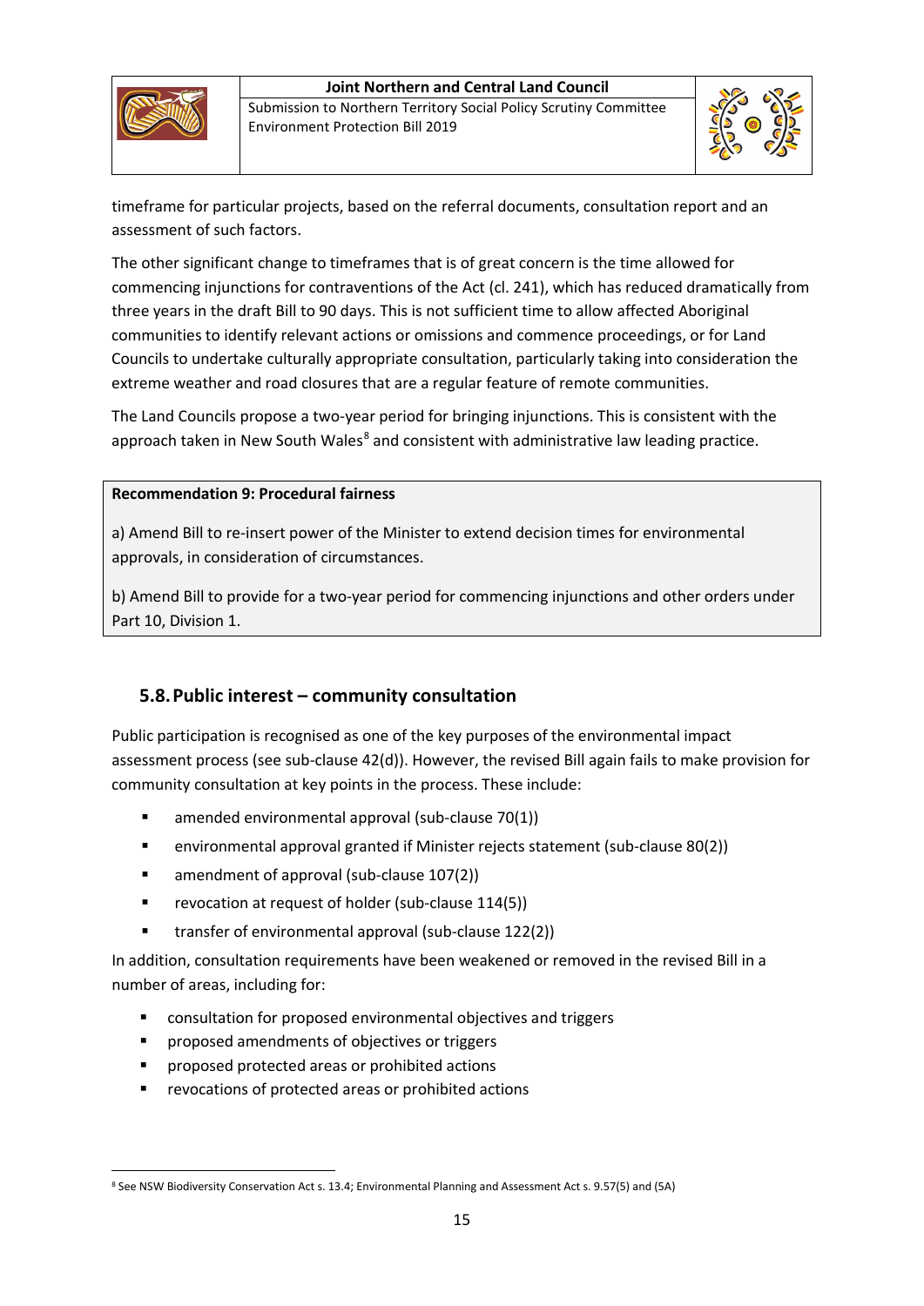timeframe for particular projects, based on the referral documents, consultation report and an assessment of such factors.

The other significant change to timeframes that is of great concern is the time allowed for commencing injunctions for contraventions of the Act (cl. 241), which has reduced dramatically from three years in the draft Bill to 90 days. This is not sufficient time to allow affected Aboriginal communities to identify relevant actions or omissions and commence proceedings, or for Land Councils to undertake culturally appropriate consultation, particularly taking into consideration the extreme weather and road closures that are a regular feature of remote communities.

The Land Councils propose a two-year period for bringing injunctions. This is consistent with the approach taken in New South Wales[8] and consistent with administrative law leading practice.

> **Recommendation 9: Procedural fairness**
>
> a) Amend Bill to re-insert power of the Minister to extend decision times for environmental approvals, in consideration of circumstances.
>
> b) Amend Bill to provide for a two-year period for commencing injunctions and other orders under Part 10, Division 1.

## 5.8. Public interest – community consultation

Public participation is recognised as one of the key purposes of the environmental impact assessment process (see sub-clause 42(d)). However, the revised Bill again fails to make provision for community consultation at key points in the process. These include:

- amended environmental approval (sub-clause 70(1))
- environmental approval granted if Minister rejects statement (sub-clause 80(2))
- amendment of approval (sub-clause 107(2))
- revocation at request of holder (sub-clause 114(5))
- transfer of environmental approval (sub-clause 122(2))

In addition, consultation requirements have been weakened or removed in the revised Bill in a number of areas, including for:

- consultation for proposed environmental objectives and triggers
- proposed amendments of objectives or triggers
- proposed protected areas or prohibited actions
- revocations of protected areas or prohibited actions

[8] See NSW Biodiversity Conservation Act s. 13.4; Environmental Planning and Assessment Act s. 9.57(5) and (5A)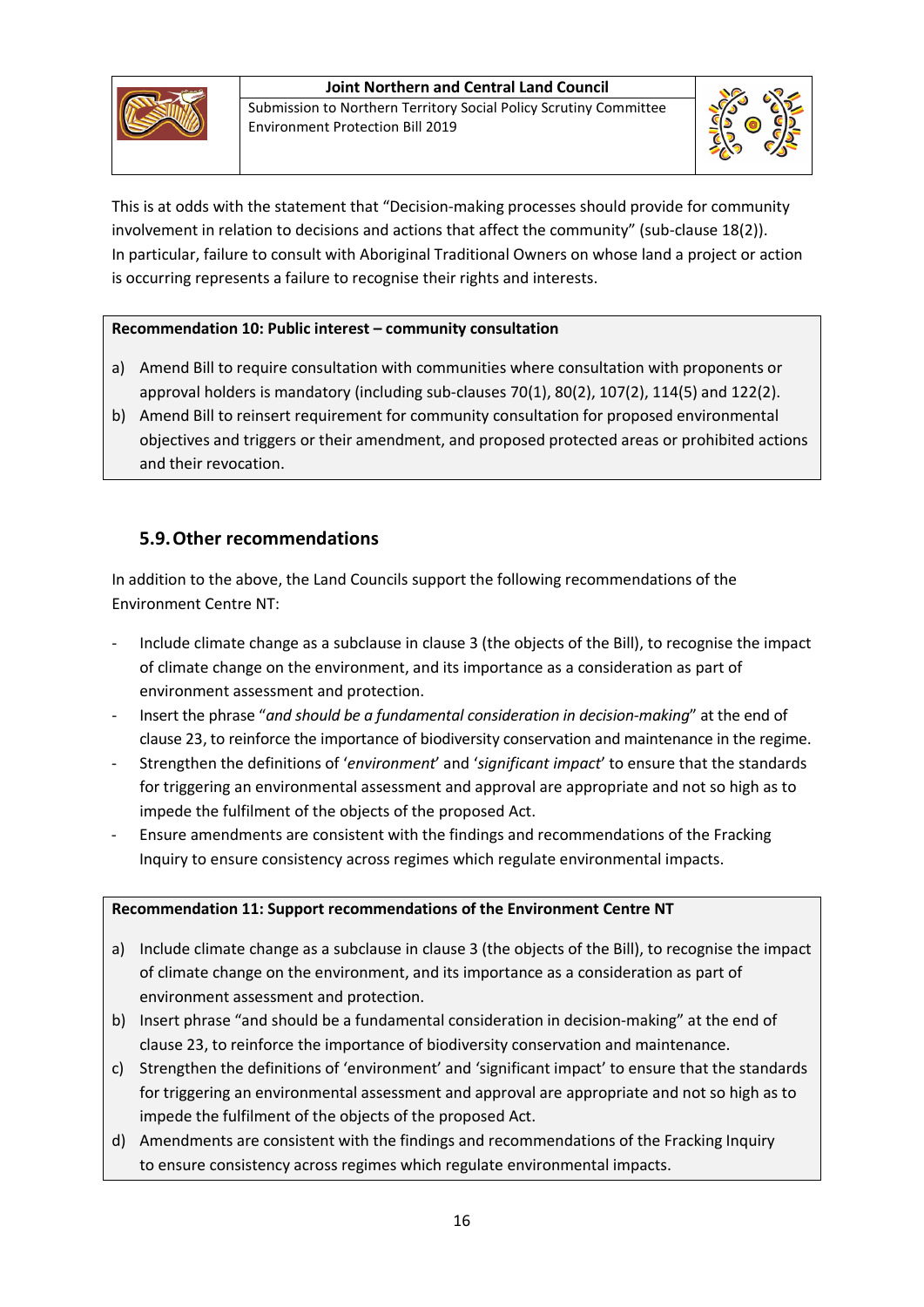This is at odds with the statement that "Decision-making processes should provide for community involvement in relation to decisions and actions that affect the community" (sub-clause 18(2)). In particular, failure to consult with Aboriginal Traditional Owners on whose land a project or action is occurring represents a failure to recognise their rights and interests.

**Recommendation 10: Public interest – community consultation**

a) Amend Bill to require consultation with communities where consultation with proponents or approval holders is mandatory (including sub-clauses 70(1), 80(2), 107(2), 114(5) and 122(2).

b) Amend Bill to reinsert requirement for community consultation for proposed environmental objectives and triggers or their amendment, and proposed protected areas or prohibited actions and their revocation.

## 5.9. Other recommendations

In addition to the above, the Land Councils support the following recommendations of the Environment Centre NT:

- Include climate change as a subclause in clause 3 (the objects of the Bill), to recognise the impact of climate change on the environment, and its importance as a consideration as part of environment assessment and protection.
- Insert the phrase "*and should be a fundamental consideration in decision-making*" at the end of clause 23, to reinforce the importance of biodiversity conservation and maintenance in the regime.
- Strengthen the definitions of '*environment*' and '*significant impact*' to ensure that the standards for triggering an environmental assessment and approval are appropriate and not so high as to impede the fulfilment of the objects of the proposed Act.
- Ensure amendments are consistent with the findings and recommendations of the Fracking Inquiry to ensure consistency across regimes which regulate environmental impacts.

**Recommendation 11: Support recommendations of the Environment Centre NT**

a) Include climate change as a subclause in clause 3 (the objects of the Bill), to recognise the impact of climate change on the environment, and its importance as a consideration as part of environment assessment and protection.

b) Insert phrase "and should be a fundamental consideration in decision-making" at the end of clause 23, to reinforce the importance of biodiversity conservation and maintenance.

c) Strengthen the definitions of 'environment' and 'significant impact' to ensure that the standards for triggering an environmental assessment and approval are appropriate and not so high as to impede the fulfilment of the objects of the proposed Act.

d) Amendments are consistent with the findings and recommendations of the Fracking Inquiry to ensure consistency across regimes which regulate environmental impacts.